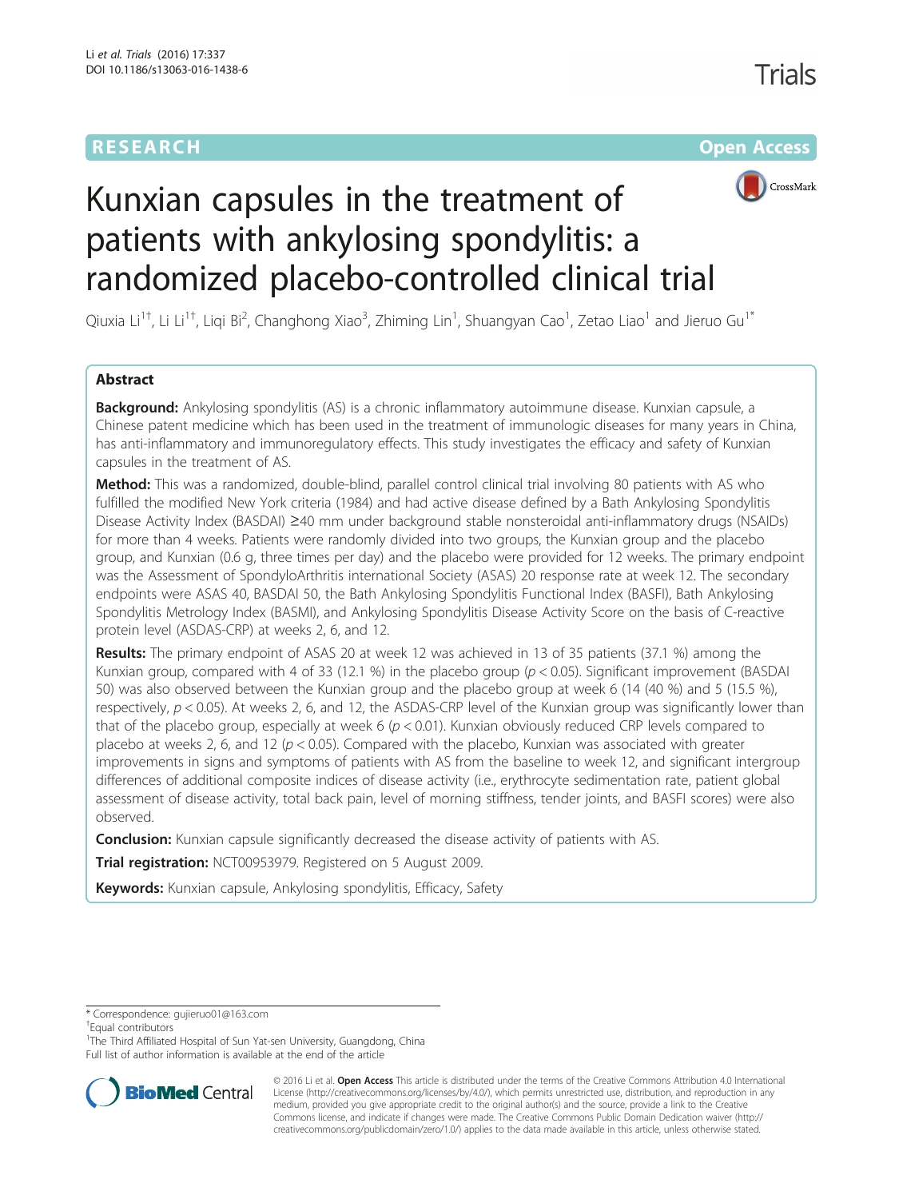RESEARCH Open Access

# Kunxian capsules in the treatment of patients with ankylosing spondylitis: a randomized placebo-controlled clinical trial

Qiuxia Li[1†], Li Li[1†], Liqi Bi[2], Changhong Xiao[3], Zhiming Lin[1], Shuangyan Cao[1], Zetao Liao[1] and Jieruo Gu[1*]

## Abstract

**Background:** Ankylosing spondylitis (AS) is a chronic inflammatory autoimmune disease. Kunxian capsule, a Chinese patent medicine which has been used in the treatment of immunologic diseases for many years in China, has anti-inflammatory and immunoregulatory effects. This study investigates the efficacy and safety of Kunxian capsules in the treatment of AS.

**Method:** This was a randomized, double-blind, parallel control clinical trial involving 80 patients with AS who fulfilled the modified New York criteria (1984) and had active disease defined by a Bath Ankylosing Spondylitis Disease Activity Index (BASDAI) ≥40 mm under background stable nonsteroidal anti-inflammatory drugs (NSAIDs) for more than 4 weeks. Patients were randomly divided into two groups, the Kunxian group and the placebo group, and Kunxian (0.6 g, three times per day) and the placebo were provided for 12 weeks. The primary endpoint was the Assessment of SpondyloArthritis international Society (ASAS) 20 response rate at week 12. The secondary endpoints were ASAS 40, BASDAI 50, the Bath Ankylosing Spondylitis Functional Index (BASFI), Bath Ankylosing Spondylitis Metrology Index (BASMI), and Ankylosing Spondylitis Disease Activity Score on the basis of C-reactive protein level (ASDAS-CRP) at weeks 2, 6, and 12.

**Results:** The primary endpoint of ASAS 20 at week 12 was achieved in 13 of 35 patients (37.1 %) among the Kunxian group, compared with 4 of 33 (12.1 %) in the placebo group ($p < 0.05$). Significant improvement (BASDAI 50) was also observed between the Kunxian group and the placebo group at week 6 (14 (40 %) and 5 (15.5 %), respectively, $p < 0.05$). At weeks 2, 6, and 12, the ASDAS-CRP level of the Kunxian group was significantly lower than that of the placebo group, especially at week 6 ($p < 0.01$). Kunxian obviously reduced CRP levels compared to placebo at weeks 2, 6, and 12 ($p < 0.05$). Compared with the placebo, Kunxian was associated with greater improvements in signs and symptoms of patients with AS from the baseline to week 12, and significant intergroup differences of additional composite indices of disease activity (i.e., erythrocyte sedimentation rate, patient global assessment of disease activity, total back pain, level of morning stiffness, tender joints, and BASFI scores) were also observed.

**Conclusion:** Kunxian capsule significantly decreased the disease activity of patients with AS.

**Trial registration:** NCT00953979. Registered on 5 August 2009.

**Keywords:** Kunxian capsule, Ankylosing spondylitis, Efficacy, Safety

---

\* Correspondence: gujieruo01@163.com

†Equal contributors

[1]The Third Affiliated Hospital of Sun Yat-sen University, Guangdong, China

Full list of author information is available at the end of the article

© 2016 Li et al. **Open Access** This article is distributed under the terms of the Creative Commons Attribution 4.0 International License (http://creativecommons.org/licenses/by/4.0/), which permits unrestricted use, distribution, and reproduction in any medium, provided you give appropriate credit to the original author(s) and the source, provide a link to the Creative Commons license, and indicate if changes were made. The Creative Commons Public Domain Dedication waiver (http://creativecommons.org/publicdomain/zero/1.0/) applies to the data made available in this article, unless otherwise stated.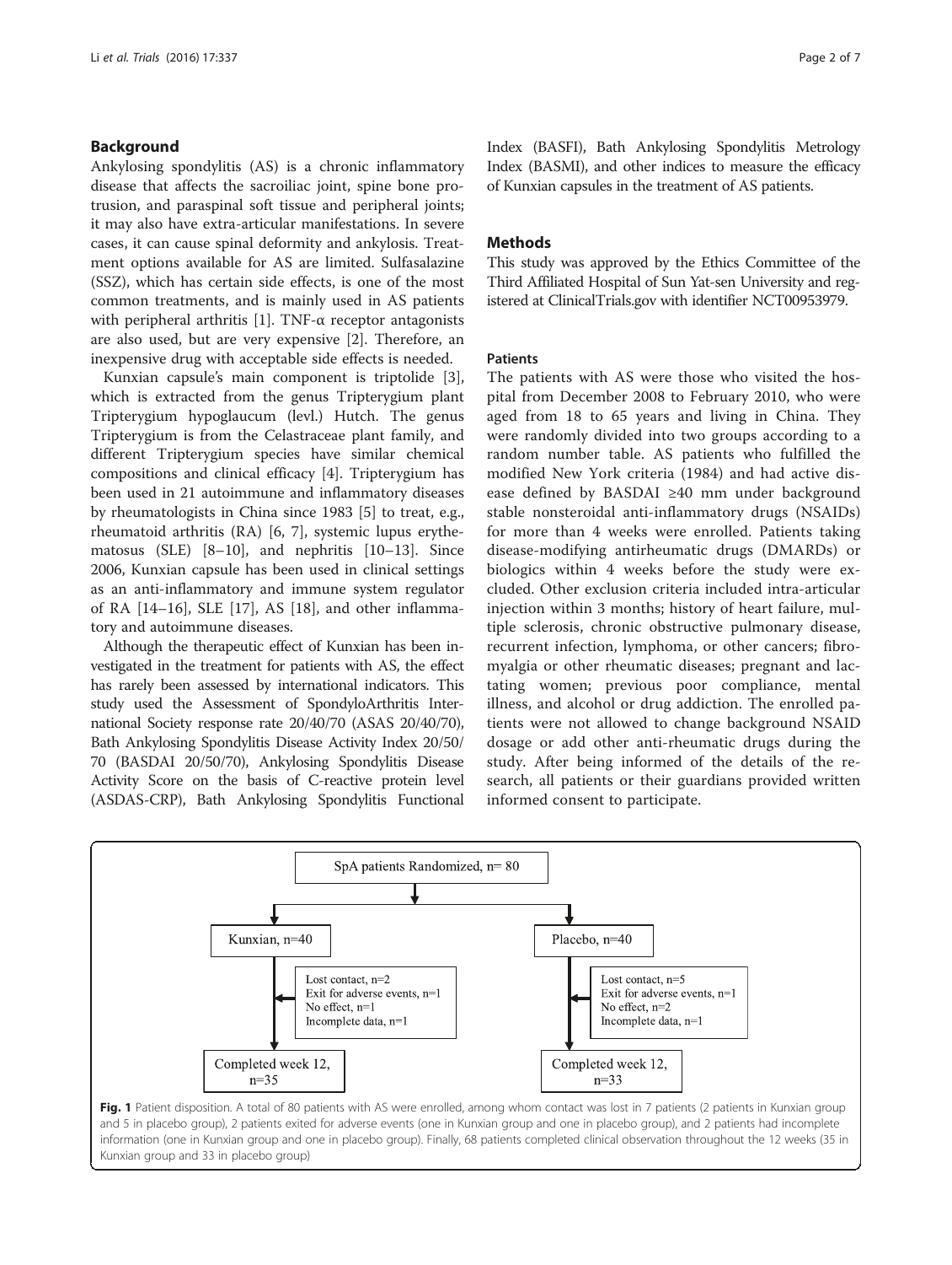## Background

Ankylosing spondylitis (AS) is a chronic inflammatory disease that affects the sacroiliac joint, spine bone protrusion, and paraspinal soft tissue and peripheral joints; it may also have extra-articular manifestations. In severe cases, it can cause spinal deformity and ankylosis. Treatment options available for AS are limited. Sulfasalazine (SSZ), which has certain side effects, is one of the most common treatments, and is mainly used in AS patients with peripheral arthritis [1]. TNF-α receptor antagonists are also used, but are very expensive [2]. Therefore, an inexpensive drug with acceptable side effects is needed.

Kunxian capsule's main component is triptolide [3], which is extracted from the genus Tripterygium plant Tripterygium hypoglaucum (levl.) Hutch. The genus Tripterygium is from the Celastraceae plant family, and different Tripterygium species have similar chemical compositions and clinical efficacy [4]. Tripterygium has been used in 21 autoimmune and inflammatory diseases by rheumatologists in China since 1983 [5] to treat, e.g., rheumatoid arthritis (RA) [6, 7], systemic lupus erythematosus (SLE) [8–10], and nephritis [10–13]. Since 2006, Kunxian capsule has been used in clinical settings as an anti-inflammatory and immune system regulator of RA [14–16], SLE [17], AS [18], and other inflammatory and autoimmune diseases.

Although the therapeutic effect of Kunxian has been investigated in the treatment for patients with AS, the effect has rarely been assessed by international indicators. This study used the Assessment of SpondyloArthritis International Society response rate 20/40/70 (ASAS 20/40/70), Bath Ankylosing Spondylitis Disease Activity Index 20/50/70 (BASDAI 20/50/70), Ankylosing Spondylitis Disease Activity Score on the basis of C-reactive protein level (ASDAS-CRP), Bath Ankylosing Spondylitis Functional Index (BASFI), Bath Ankylosing Spondylitis Metrology Index (BASMI), and other indices to measure the efficacy of Kunxian capsules in the treatment of AS patients.

## Methods

This study was approved by the Ethics Committee of the Third Affiliated Hospital of Sun Yat-sen University and registered at ClinicalTrials.gov with identifier NCT00953979.

### Patients

The patients with AS were those who visited the hospital from December 2008 to February 2010, who were aged from 18 to 65 years and living in China. They were randomly divided into two groups according to a random number table. AS patients who fulfilled the modified New York criteria (1984) and had active disease defined by BASDAI ≥40 mm under background stable nonsteroidal anti-inflammatory drugs (NSAIDs) for more than 4 weeks were enrolled. Patients taking disease-modifying antirheumatic drugs (DMARDs) or biologics within 4 weeks before the study were excluded. Other exclusion criteria included intra-articular injection within 3 months; history of heart failure, multiple sclerosis, chronic obstructive pulmonary disease, recurrent infection, lymphoma, or other cancers; fibromyalgia or other rheumatic diseases; pregnant and lactating women; previous poor compliance, mental illness, and alcohol or drug addiction. The enrolled patients were not allowed to change background NSAID dosage or add other anti-rheumatic drugs during the study. After being informed of the details of the research, all patients or their guardians provided written informed consent to participate.

SpA patients Randomized, n= 80

- Kunxian, n=40
  - Lost contact, n=2
  - Exit for adverse events, n=1
  - No effect, n=1
  - Incomplete data, n=1
  - Completed week 12, n=35
- Placebo, n=40
  - Lost contact, n=5
  - Exit for adverse events, n=1
  - No effect, n=2
  - Incomplete data, n=1
  - Completed week 12, n=33

**Fig. 1** Patient disposition. A total of 80 patients with AS were enrolled, among whom contact was lost in 7 patients (2 patients in Kunxian group and 5 in placebo group), 2 patients exited for adverse events (one in Kunxian group and one in placebo group), and 2 patients had incomplete information (one in Kunxian group and one in placebo group). Finally, 68 patients completed clinical observation throughout the 12 weeks (35 in Kunxian group and 33 in placebo group)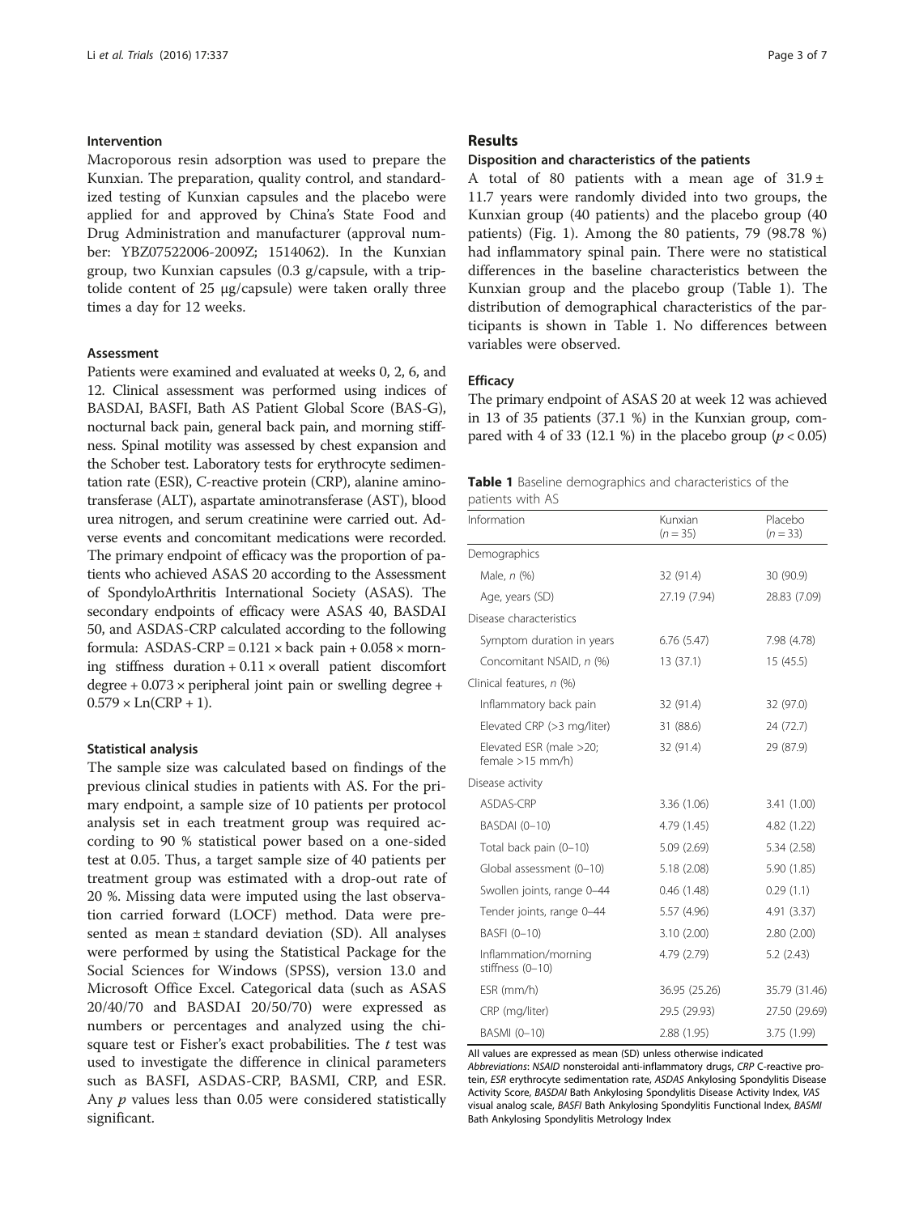#### Intervention

Macroporous resin adsorption was used to prepare the Kunxian. The preparation, quality control, and standardized testing of Kunxian capsules and the placebo were applied for and approved by China's State Food and Drug Administration and manufacturer (approval number: YBZ07522006-2009Z; 1514062). In the Kunxian group, two Kunxian capsules (0.3 g/capsule, with a triptolide content of 25 μg/capsule) were taken orally three times a day for 12 weeks.

#### Assessment

Patients were examined and evaluated at weeks 0, 2, 6, and 12. Clinical assessment was performed using indices of BASDAI, BASFI, Bath AS Patient Global Score (BAS-G), nocturnal back pain, general back pain, and morning stiffness. Spinal motility was assessed by chest expansion and the Schober test. Laboratory tests for erythrocyte sedimentation rate (ESR), C-reactive protein (CRP), alanine aminotransferase (ALT), aspartate aminotransferase (AST), blood urea nitrogen, and serum creatinine were carried out. Adverse events and concomitant medications were recorded. The primary endpoint of efficacy was the proportion of patients who achieved ASAS 20 according to the Assessment of SpondyloArthritis International Society (ASAS). The secondary endpoints of efficacy were ASAS 40, BASDAI 50, and ASDAS-CRP calculated according to the following formula: $\text{ASDAS-CRP} = 0.121 \times \text{back pain} + 0.058 \times \text{morning stiffness duration} + 0.11 \times \text{overall patient discomfort degree} + 0.073 \times \text{peripheral joint pain or swelling degree} + 0.579 \times \text{Ln}(\text{CRP} + 1)$.

#### Statistical analysis

The sample size was calculated based on findings of the previous clinical studies in patients with AS. For the primary endpoint, a sample size of 10 patients per protocol analysis set in each treatment group was required according to 90 % statistical power based on a one-sided test at 0.05. Thus, a target sample size of 40 patients per treatment group was estimated with a drop-out rate of 20 %. Missing data were imputed using the last observation carried forward (LOCF) method. Data were presented as mean ± standard deviation (SD). All analyses were performed by using the Statistical Package for the Social Sciences for Windows (SPSS), version 13.0 and Microsoft Office Excel. Categorical data (such as ASAS 20/40/70 and BASDAI 20/50/70) were expressed as numbers or percentages and analyzed using the chi-square test or Fisher's exact probabilities. The $t$ test was used to investigate the difference in clinical parameters such as BASFI, ASDAS-CRP, BASMI, CRP, and ESR. Any $p$ values less than 0.05 were considered statistically significant.

## Results

#### Disposition and characteristics of the patients

A total of 80 patients with a mean age of 31.9 ± 11.7 years were randomly divided into two groups, the Kunxian group (40 patients) and the placebo group (40 patients) (Fig. 1). Among the 80 patients, 79 (98.78 %) had inflammatory spinal pain. There were no statistical differences in the baseline characteristics between the Kunxian group and the placebo group (Table 1). The distribution of demographical characteristics of the participants is shown in Table 1. No differences between variables were observed.

#### Efficacy

The primary endpoint of ASAS 20 at week 12 was achieved in 13 of 35 patients (37.1 %) in the Kunxian group, compared with 4 of 33 (12.1 %) in the placebo group ($p < 0.05$)

**Table 1** Baseline demographics and characteristics of the patients with AS

| Information | Kunxian ($n = 35$) | Placebo ($n = 33$) |
|---|---|---|
| Demographics | | |
| Male, *n* (%) | 32 (91.4) | 30 (90.9) |
| Age, years (SD) | 27.19 (7.94) | 28.83 (7.09) |
| Disease characteristics | | |
| Symptom duration in years | 6.76 (5.47) | 7.98 (4.78) |
| Concomitant NSAID, *n* (%) | 13 (37.1) | 15 (45.5) |
| Clinical features, *n* (%) | | |
| Inflammatory back pain | 32 (91.4) | 32 (97.0) |
| Elevated CRP (>3 mg/liter) | 31 (88.6) | 24 (72.7) |
| Elevated ESR (male >20; female >15 mm/h) | 32 (91.4) | 29 (87.9) |
| Disease activity | | |
| ASDAS-CRP | 3.36 (1.06) | 3.41 (1.00) |
| BASDAI (0–10) | 4.79 (1.45) | 4.82 (1.22) |
| Total back pain (0–10) | 5.09 (2.69) | 5.34 (2.58) |
| Global assessment (0–10) | 5.18 (2.08) | 5.90 (1.85) |
| Swollen joints, range 0–44 | 0.46 (1.48) | 0.29 (1.1) |
| Tender joints, range 0–44 | 5.57 (4.96) | 4.91 (3.37) |
| BASFI (0–10) | 3.10 (2.00) | 2.80 (2.00) |
| Inflammation/morning stiffness (0–10) | 4.79 (2.79) | 5.2 (2.43) |
| ESR (mm/h) | 36.95 (25.26) | 35.79 (31.46) |
| CRP (mg/liter) | 29.5 (29.93) | 27.50 (29.69) |
| BASMI (0–10) | 2.88 (1.95) | 3.75 (1.99) |

All values are expressed as mean (SD) unless otherwise indicated

*Abbreviations*: *NSAID* nonsteroidal anti-inflammatory drugs, *CRP* C-reactive protein, *ESR* erythrocyte sedimentation rate, *ASDAS* Ankylosing Spondylitis Disease Activity Score, *BASDAI* Bath Ankylosing Spondylitis Disease Activity Index, *VAS* visual analog scale, *BASFI* Bath Ankylosing Spondylitis Functional Index, *BASMI* Bath Ankylosing Spondylitis Metrology Index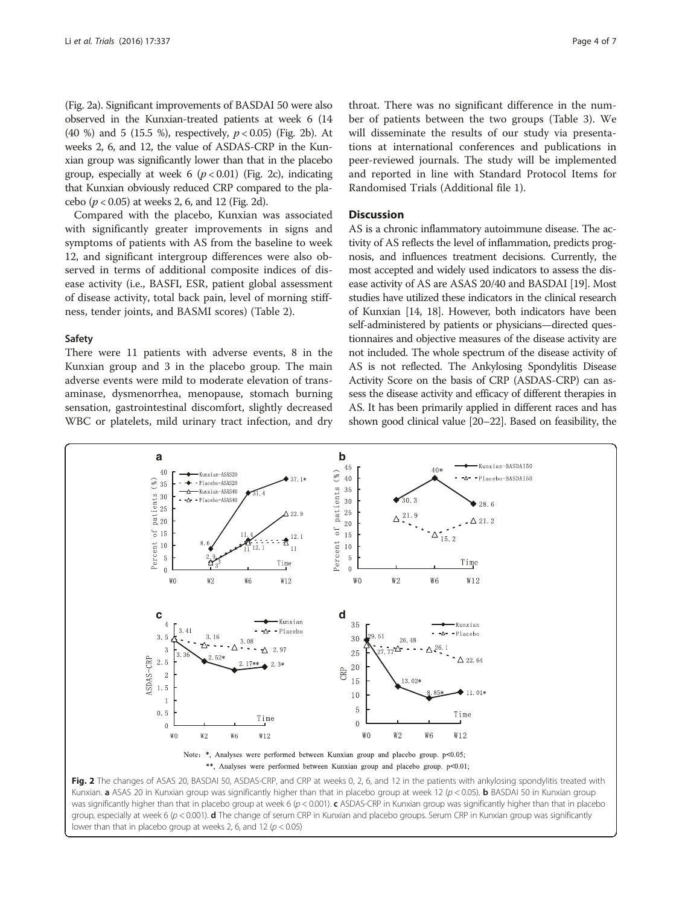(Fig. 2a). Significant improvements of BASDAI 50 were also observed in the Kunxian-treated patients at week 6 (14 (40 %) and 5 (15.5 %), respectively, $p < 0.05$) (Fig. 2b). At weeks 2, 6, and 12, the value of ASDAS-CRP in the Kunxian group was significantly lower than that in the placebo group, especially at week 6 ($p < 0.01$) (Fig. 2c), indicating that Kunxian obviously reduced CRP compared to the placebo ($p < 0.05$) at weeks 2, 6, and 12 (Fig. 2d).

Compared with the placebo, Kunxian was associated with significantly greater improvements in signs and symptoms of patients with AS from the baseline to week 12, and significant intergroup differences were also observed in terms of additional composite indices of disease activity (i.e., BASFI, ESR, patient global assessment of disease activity, total back pain, level of morning stiffness, tender joints, and BASMI scores) (Table 2).

### Safety

There were 11 patients with adverse events, 8 in the Kunxian group and 3 in the placebo group. The main adverse events were mild to moderate elevation of transaminase, dysmenorrhea, menopause, stomach burning sensation, gastrointestinal discomfort, slightly decreased WBC or platelets, mild urinary tract infection, and dry throat. There was no significant difference in the number of patients between the two groups (Table 3). We will disseminate the results of our study via presentations at international conferences and publications in peer-reviewed journals. The study will be implemented and reported in line with Standard Protocol Items for Randomised Trials (Additional file 1).

## Discussion

AS is a chronic inflammatory autoimmune disease. The activity of AS reflects the level of inflammation, predicts prognosis, and influences treatment decisions. Currently, the most accepted and widely used indicators to assess the disease activity of AS are ASAS 20/40 and BASDAI [19]. Most studies have utilized these indicators in the clinical research of Kunxian [14, 18]. However, both indicators have been self-administered by patients or physicians—directed questionnaires and objective measures of the disease activity are not included. The whole spectrum of the disease activity of AS is not reflected. The Ankylosing Spondylitis Disease Activity Score on the basis of CRP (ASDAS-CRP) can assess the disease activity and efficacy of different therapies in AS. It has been primarily applied in different races and has shown good clinical value [20–22]. Based on feasibility, the

Note: *, Analyses were performed between Kunxian group and placebo group. p<0.05;
**, Analyses were performed between Kunxian group and placebo group. p<0.01;

**Fig. 2** The changes of ASAS 20, BASDAI 50, ASDAS-CRP, and CRP at weeks 0, 2, 6, and 12 in the patients with ankylosing spondylitis treated with Kunxian. **a** ASAS 20 in Kunxian group was significantly higher than that in placebo group at week 12 ($p < 0.05$). **b** BASDAI 50 in Kunxian group was significantly higher than that in placebo group at week 6 ($p < 0.001$). **c** ASDAS-CRP in Kunxian group was significantly higher than that in placebo group, especially at week 6 ($p < 0.001$). **d** The change of serum CRP in Kunxian and placebo groups. Serum CRP in Kunxian group was significantly lower than that in placebo group at weeks 2, 6, and 12 ($p < 0.05$)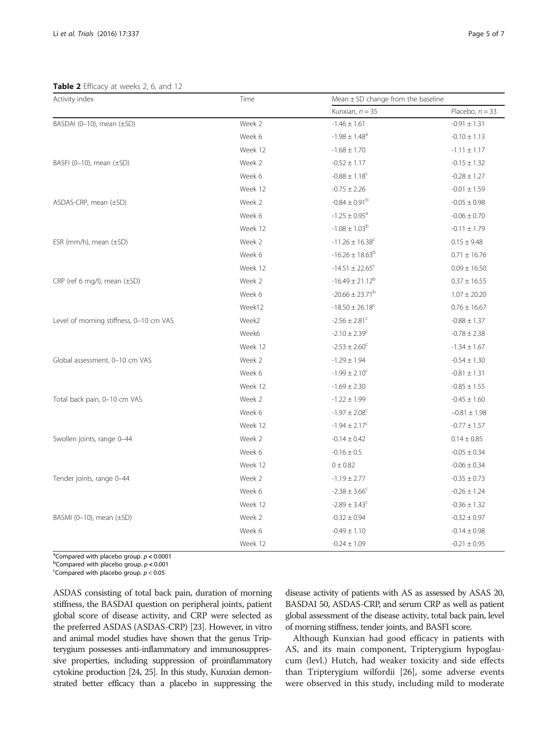**Table 2** Efficacy at weeks 2, 6, and 12

| Activity index | Time | Mean ± SD change from the baseline | |
|---|---|---|---|
| | | Kunxian, $n = 35$ | Placebo, $n = 33$ |
| BASDAI (0–10), mean (±SD) | Week 2 | -1.46 ± 1.61 | -0.91 ± 1.31 |
| | Week 6 | -1.98 ± 1.48[a] | -0.10 ± 1.13 |
| | Week 12 | -1.68 ± 1.70 | -1.11 ± 1.17 |
| BASFI (0–10), mean (±SD) | Week 2 | -0.52 ± 1.17 | -0.15 ± 1.32 |
| | Week 6 | -0.88 ± 1.18[c] | -0.28 ± 1.27 |
| | Week 12 | -0.75 ± 2.26 | -0.01 ± 1.59 |
| ASDAS-CRP, mean (±SD) | Week 2 | -0.84 ± 0.91[b] | -0.05 ± 0.98 |
| | Week 6 | -1.25 ± 0.95[a] | -0.06 ± 0.70 |
| | Week 12 | -1.08 ± 1.03[b] | -0.11 ± 1.79 |
| ESR (mm/h), mean (±SD) | Week 2 | -11.26 ± 16.38[c] | 0.15 ± 9.48 |
| | Week 6 | -16.26 ± 18.63[b] | 0.71 ± 16.76 |
| | Week 12 | -14.51 ± 22.65[c] | 0.09 ± 16.50 |
| CRP (ref 6 mg/l), mean (±SD) | Week 2 | -16.49 ± 21.12[b] | 0.37 ± 16.55 |
| | Week 6 | -20.66 ± 23.71[b] | 1.07 ± 20.20 |
| | Week12 | -18.50 ± 26.18[c] | 0.76 ± 16.67 |
| Level of morning stiffness, 0–10 cm VAS | Week2 | -2.56 ± 2.81[c] | -0.88 ± 1.37 |
| | Week6 | -2.10 ± 2.39[c] | -0.78 ± 2.38 |
| | Week 12 | -2.53 ± 2.60[c] | -1.34 ± 1.67 |
| Global assessment, 0–10 cm VAS | Week 2 | -1.29 ± 1.94 | -0.54 ± 1.30 |
| | Week 6 | -1.99 ± 2.10[c] | -0.81 ± 1.31 |
| | Week 12 | -1.69 ± 2.30 | -0.85 ± 1.55 |
| Total back pain, 0–10 cm VAS | Week 2 | -1.22 ± 1.99 | -0.45 ± 1.60 |
| | Week 6 | -1.97 ± 2.08[c] | −0.81 ± 1.98 |
| | Week 12 | -1.94 ± 2.17[c] | -0.77 ± 1.57 |
| Swollen joints, range 0–44 | Week 2 | -0.14 ± 0.42 | 0.14 ± 0.85 |
| | Week 6 | -0.16 ± 0.5 | -0.05 ± 0.34 |
| | Week 12 | 0 ± 0.82 | -0.06 ± 0.34 |
| Tender joints, range 0–44 | Week 2 | -1.19 ± 2.77 | -0.35 ± 0.73 |
| | Week 6 | -2.38 ± 3.66[c] | -0.26 ± 1.24 |
| | Week 12 | -2.89 ± 3.43[c] | -0.36 ± 1.32 |
| BASMI (0–10), mean (±SD) | Week 2 | -0.32 ± 0.94 | -0.32 ± 0.97 |
| | Week 6 | -0.49 ± 1.10 | -0.14 ± 0.98 |
| | Week 12 | -0.24 ± 1.09 | -0.21 ± 0.95 |

[a]Compared with placebo group. $p < 0.0001$
[b]Compared with placebo group. $p < 0.001$
[c]Compared with placebo group. $p < 0.05$

ASDAS consisting of total back pain, duration of morning stiffness, the BASDAI question on peripheral joints, patient global score of disease activity, and CRP were selected as the preferred ASDAS (ASDAS-CRP) [23]. However, in vitro and animal model studies have shown that the genus Tripterygium possesses anti-inflammatory and immunosuppressive properties, including suppression of proinflammatory cytokine production [24, 25]. In this study, Kunxian demonstrated better efficacy than a placebo in suppressing the disease activity of patients with AS as assessed by ASAS 20, BASDAI 50, ASDAS-CRP, and serum CRP as well as patient global assessment of the disease activity, total back pain, level of morning stiffness, tender joints, and BASFI score.

Although Kunxian had good efficacy in patients with AS, and its main component, Tripterygium hypoglaucum (levl.) Hutch, had weaker toxicity and side effects than Tripterygium wilfordii [26], some adverse events were observed in this study, including mild to moderate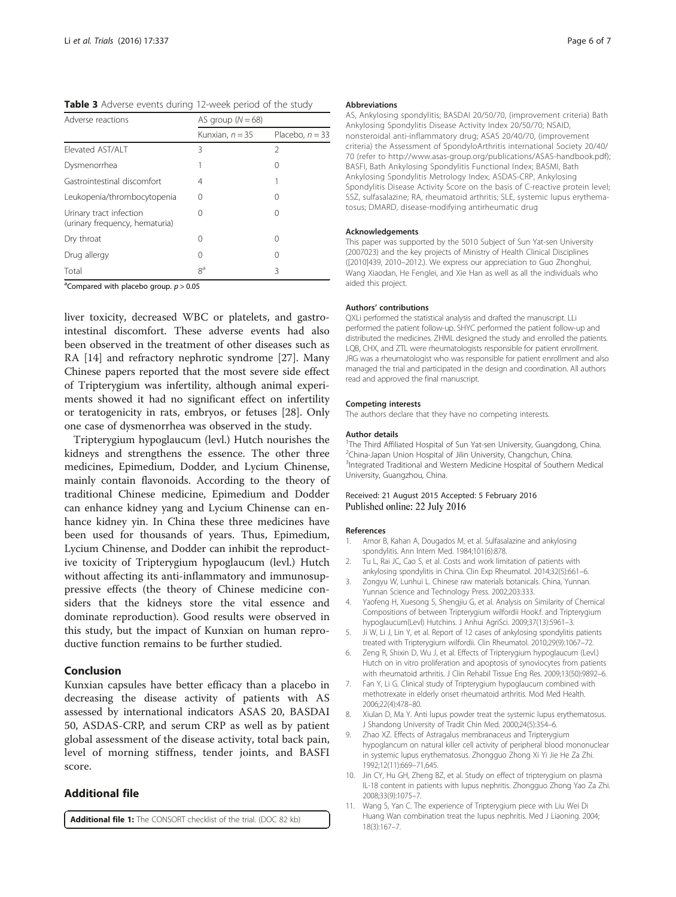**Table 3** Adverse events during 12-week period of the study

| Adverse reactions | AS group ($N = 68$) | |
|---|---|---|
| | Kunxian, $n = 35$ | Placebo, $n = 33$ |
| Elevated AST/ALT | 3 | 2 |
| Dysmenorrhea | 1 | 0 |
| Gastrointestinal discomfort | 4 | 1 |
| Leukopenia/thrombocytopenia | 0 | 0 |
| Urinary tract infection (urinary frequency, hematuria) | 0 | 0 |
| Dry throat | 0 | 0 |
| Drug allergy | 0 | 0 |
| Total | 8[a] | 3 |

[a]Compared with placebo group. $p > 0.05$

liver toxicity, decreased WBC or platelets, and gastrointestinal discomfort. These adverse events had also been observed in the treatment of other diseases such as RA [14] and refractory nephrotic syndrome [27]. Many Chinese papers reported that the most severe side effect of Tripterygium was infertility, although animal experiments showed it had no significant effect on infertility or teratogenicity in rats, embryos, or fetuses [28]. Only one case of dysmenorrhea was observed in the study.

Tripterygium hypoglaucum (levl.) Hutch nourishes the kidneys and strengthens the essence. The other three medicines, Epimedium, Dodder, and Lycium Chinense, mainly contain flavonoids. According to the theory of traditional Chinese medicine, Epimedium and Dodder can enhance kidney yang and Lycium Chinense can enhance kidney yin. In China these three medicines have been used for thousands of years. Thus, Epimedium, Lycium Chinense, and Dodder can inhibit the reproductive toxicity of Tripterygium hypoglaucum (levl.) Hutch without affecting its anti-inflammatory and immunosuppressive effects (the theory of Chinese medicine considers that the kidneys store the vital essence and dominate reproduction). Good results were observed in this study, but the impact of Kunxian on human reproductive function remains to be further studied.

## Conclusion

Kunxian capsules have better efficacy than a placebo in decreasing the disease activity of patients with AS assessed by international indicators ASAS 20, BASDAI 50, ASDAS-CRP, and serum CRP as well as by patient global assessment of the disease activity, total back pain, level of morning stiffness, tender joints, and BASFI score.

## Additional file

**Additional file 1:** The CONSORT checklist of the trial. (DOC 82 kb)

#### Abbreviations

AS, Ankylosing spondylitis; BASDAI 20/50/70, (improvement criteria) Bath Ankylosing Spondylitis Disease Activity Index 20/50/70; NSAID, nonsteroidal anti-inflammatory drug; ASAS 20/40/70, (improvement criteria) the Assessment of SpondyloArthritis international Society 20/40/70 (refer to http://www.asas-group.org/publications/ASAS-handbook.pdf); BASFI, Bath Ankylosing Spondylitis Functional Index; BASMI, Bath Ankylosing Spondylitis Metrology Index; ASDAS-CRP, Ankylosing Spondylitis Disease Activity Score on the basis of C-reactive protein level; SSZ, sulfasalazine; RA, rheumatoid arthritis; SLE, systemic lupus erythematosus; DMARD, disease-modifying antirheumatic drug

#### Acknowledgements

This paper was supported by the 5010 Subject of Sun Yat-sen University (2007023) and the key projects of Ministry of Health Clinical Disciplines ([2010]439, 2010–2012.). We express our appreciation to Guo Zhonghui, Wang Xiaodan, He Fenglei, and Xie Han as well as all the individuals who aided this project.

#### Authors' contributions

QXLi performed the statistical analysis and drafted the manuscript. LLi performed the patient follow-up. SHYC performed the patient follow-up and distributed the medicines. ZHML designed the study and enrolled the patients. LQB, CHX, and ZTL were rheumatologists responsible for patient enrollment. JRG was a rheumatologist who was responsible for patient enrollment and also managed the trial and participated in the design and coordination. All authors read and approved the final manuscript.

#### Competing interests

The authors declare that they have no competing interests.

#### Author details

[1]The Third Affiliated Hospital of Sun Yat-sen University, Guangdong, China. [2]China-Japan Union Hospital of Jilin University, Changchun, China. [3]Integrated Traditional and Western Medicine Hospital of Southern Medical University, Guangzhou, China.

Received: 21 August 2015 Accepted: 5 February 2016
Published online: 22 July 2016

#### References

1. Amor B, Kahan A, Dougados M, et al. Sulfasalazine and ankylosing spondylitis. Ann Intern Med. 1984;101(6):878.
2. Tu L, Rai JC, Cao S, et al. Costs and work limitation of patients with ankylosing spondylitis in China. Clin Exp Rheumatol. 2014;32(5):661–6.
3. Zongyu W, Lunhui L. Chinese raw materials botanicals. China, Yunnan. Yunnan Science and Technology Press. 2002;203:333.
4. Yaofeng H, Xuesong S, Shengjiu G, et al. Analysis on Similarity of Chemical Compositions of between Tripterygium wilfordii Hook.f. and Tripterygium hypoglaucum(Levl) Hutchins. J Anhui AgriSci. 2009;37(13):5961–3.
5. Ji W, Li J, Lin Y, et al. Report of 12 cases of ankylosing spondylitis patients treated with Tripterygium wilfordii. Clin Rheumatol. 2010;29(9):1067–72.
6. Zeng R, Shixin D, Wu J, et al. Effects of Tripterygium hypoglaucum (Levl.) Hutch on in vitro proliferation and apoptosis of synoviocytes from patients with rheumatoid arthritis. J Clin Rehabil Tissue Eng Res. 2009;13(50):9892–6.
7. Fan Y, Li G. Clinical study of Tripterygium hypoglaucum combined with methotrexate in elderly onset rheumatoid arthritis. Mod Med Health. 2006;22(4):478–80.
8. Xiulan D, Ma Y. Anti lupus powder treat the systemic lupus erythematosus. J Shandong University of Tradit Chin Med. 2000;24(5):354–6.
9. Zhao XZ. Effects of Astragalus membranaceus and Tripterygium hypoglancum on natural killer cell activity of peripheral blood mononuclear in systemic lupus erythematosus. Zhongguo Zhong Xi Yi Jie He Za Zhi. 1992;12(11):669–71,645.
10. Jin CY, Hu GH, Zheng BZ, et al. Study on effect of tripterygium on plasma IL-18 content in patients with lupus nephritis. Zhongguo Zhong Yao Za Zhi. 2008;33(9):1075–7.
11. Wang S, Yan C. The experience of Tripterygium piece with Liu Wei Di Huang Wan combination treat the lupus nephritis. Med J Liaoning. 2004; 18(3):167–7.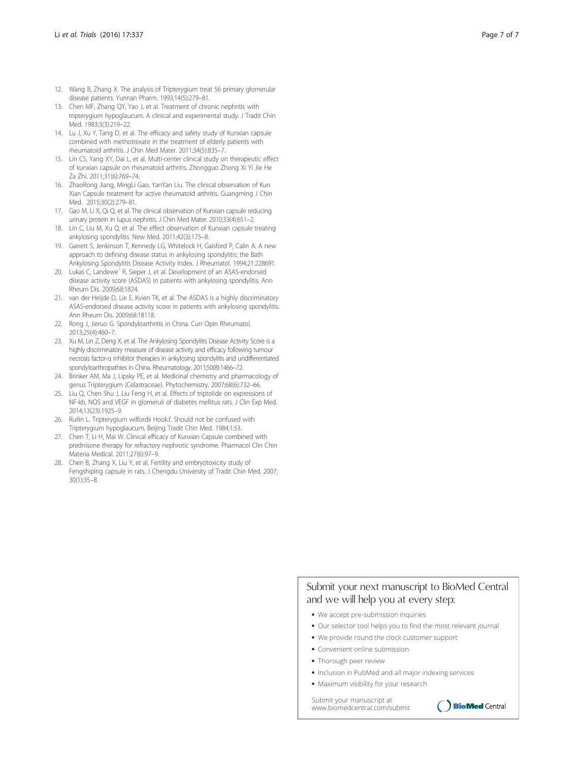12. Wang B, Zhang X. The analysis of Tripterygium treat 56 primary glomerular disease patients. Yunnan Pharm. 1993;14(5):279–81.
13. Chen MF, Zhang QY, Yao J, et al. Treatment of chronic nephritis with tripterygium hypoglaucum. A clinical and experimental study. J Tradit Chin Med. 1983;3(3):219–22.
14. Lu J, Xu Y, Tang D, et al. The efficacy and safety study of Kunxian capsule combined with methotrexate in the treatment of elderly patients with rheumatoid arthritis. J Chin Med Mater. 2011;34(5):835–7.
15. Lin CS, Yang XY, Dai L, et al. Multi-center clinical study on therapeutic effect of kunxian capsule on rheumatoid arthritis. Zhongguo Zhong Xi Yi Jie He Za Zhi. 2011;31(6):769–74.
16. ZhaoRong Jiang, MingLi Gao, YanYan Liu. The clinical observation of Kun Xian Capsule treatment for active rheumatoid arthritis. Guangming J Chin Med. 2015;30(2):279–81.
17. Gao M, Li X, Qi Q, et al. The clinical observation of Kunxian capsule reducing urinary protein in lupus nephritis. J Chin Med Mater. 2010;33(4):651–2.
18. Lin C, Liu M, Xu Q, et al. The effect observation of Kunxian capsule treating ankylosing spondylitis. New Med. 2011;42(3):175–8.
19. Garrett S, Jenkinson T, Kennedy LG, Whitelock H, Gaisford P, Calin A. A new approach to defining disease status in ankylosing spondylitis: the Bath Ankylosing Spondylitis Disease Activity Index. J Rheumatol. 1994;21:228691.
20. Lukas C, Landewe´ R, Sieper J, et al. Development of an ASAS-endorsed disease activity score (ASDAS) in patients with ankylosing spondylitis. Ann Rheum Dis. 2009;68:1824.
21. van der Heijde D, Lie E, Kvien TK, et al. The ASDAS is a highly discriminatory ASAS-endorsed disease activity score in patients with ankylosing spondylitis. Ann Rheum Dis. 2009;68:18118.
22. Rong J, Jieruo G. Spondyloarthritis in China. Curr Opin Rheumatol. 2013;25(4):460–7.
23. Xu M, Lin Z, Deng X, et al. The Ankylosing Spondylitis Disease Activity Score is a highly discriminatory measure of disease activity and efficacy following tumour necrosis factor-α inhibitor therapies in ankylosing spondylitis and undifferentiated spondyloarthropathies in China. Rheumatology. 2011;50(8):1466–72.
24. Brinker AM, Ma J, Lipsky PE, et al. Medicinal chemistry and pharmacology of genus Tripterygium (Celastraceae). Phytochemistry. 2007;68(6):732–66.
25. Liu Q, Chen Shu J, Liu Feng H, et al. Effects of triptolide on expressions of NF-kb, NOS and VEGF in glomeruli of diabetes mellitus rats. J Clin Exp Med. 2014;13(23):1925–9.
26. Ruilin L. Tripterygium wilfordii Hook.f. Should not be confused with Tripterygium hypoglaucum. Beijing Tradit Chin Med. 1984;1:53.
27. Chen T, Li H, Mai W. Clinical efficacy of Kunxian Capsule combined with prednisone therapy for refractory nephrotic syndrome. Pharmacol Clin Chin Materia Medical. 2011;27(6):97–9.
28. Chen B, Zhang X, Liu Y, et al. Fertility and embryotoxicity study of Fengshiping capsule in rats. J Chengdu University of Tradit Chin Med. 2007; 30(1):35–8.